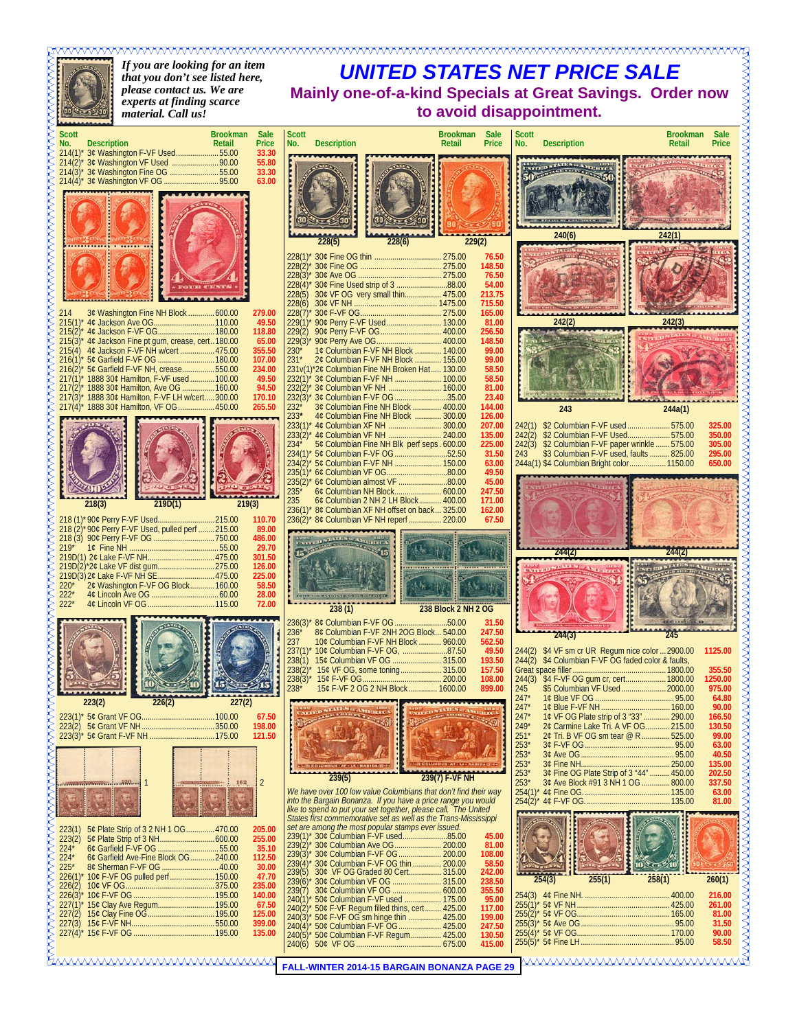*If you are looking for an item that you don't see listed here, please contact us. We are experts at finding scarce material. Call us!*

# UNITED STATES NET PRICE SALE

## Mainly one-of-a-kind Specials at Great Savings. Order now to avoid disappointment.

| Scott No. | Description | Brookman Retail | Sale Price |
|---|---|---|---|
| 214(1)* | 3¢ Washington F-VF Used | 55.00 | 33.30 |
| 214(2)* | 3¢ Washington VF Used | 90.00 | 55.80 |
| 214(3)* | 3¢ Washington Fine OG | 55.00 | 33.30 |
| 214(4)* | 3¢ Washington VF OG | 95.00 | 63.00 |
| 214 | 3¢ Washington Fine NH Block | 600.00 | 279.00 |
| 215(1)* | 4¢ Jackson Ave OG | 110.00 | 49.50 |
| 215(2)* | 4¢ Jackson F-VF OG | 180.00 | 118.80 |
| 215(3)* | 4¢ Jackson Fine pt gum, crease, cert. | 180.00 | 65.00 |
| 215(4) | 4¢ Jackson F-VF NH w/cert | 475.00 | 355.50 |
| 216(1)* | 5¢ Garfield F-VF OG | 180.00 | 107.00 |
| 216(2)* | 5¢ Garfield F-VF NH, crease | 550.00 | 234.00 |
| 217(1)* | 1888 30¢ Hamilton, F-VF used | 100.00 | 49.50 |
| 217(2)* | 1888 30¢ Hamilton, Ave OG | 160.00 | 94.50 |
| 217(3)* | 1888 30¢ Hamilton, F-VF LH w/cert | 300.00 | 170.10 |
| 217(4)* | 1888 30¢ Hamilton, VF OG | 450.00 | 265.50 |
| 218 (1)* | 90¢ Perry F-VF Used | 215.00 | 110.70 |
| 218 (2)* | 90¢ Perry F-VF Used, pulled perf | 215.00 | 89.00 |
| 218 (3) | 90¢ Perry F-VF OG | 750.00 | 486.00 |
| 219* | 1¢ Fine NH | 55.00 | 29.70 |
| 219D(1) | 2¢ Lake F-VF NH | 475.00 | 301.50 |
| 219D(2)*2¢ | Lake VF dist gum | 275.00 | 126.00 |
| 219D(3) | 2¢ Lake F-VF NH SE | 475.00 | 225.00 |
| 220* | 2¢ Washington F-VF OG Block | 160.00 | 58.50 |
| 222* | 4¢ Lincoln Ave OG | 60.00 | 28.00 |
| 222* | 4¢ Lincoln VF OG | 115.00 | 72.00 |
| 223(1)* | 5¢ Grant VF OG | 100.00 | 67.50 |
| 223(2) | 5¢ Grant VF NH | 350.00 | 198.00 |
| 223(3)* | 5¢ Grant F-VF NH | 175.00 | 121.50 |
| 223(1) | 5¢ Plate Strip of 3 2 NH 1 OG | 470.00 | 205.00 |
| 223(2) | 5¢ Plate Strip of 3 NH | 600.00 | 255.00 |
| 224* | 6¢ Garfield F-VF OG | 55.00 | 35.10 |
| 224* | 6¢ Garfield Ave-Fine Block OG | 240.00 | 112.50 |
| 225* | 8¢ Sherman F-VF OG | 40.00 | 30.00 |
| 226(1)* | 10¢ F-VF OG pulled perf | 150.00 | 47.70 |
| 226(2) | 10¢ VF OG | 375.00 | 235.00 |
| 226(3)* | 10¢ F-VF OG | 195.00 | 140.00 |
| 227(1)* | 15¢ Clay Ave Regum | 195.00 | 67.50 |
| 227(2) | 15¢ Clay Fine OG | 195.00 | 125.00 |
| 227(3) | 15¢ F-VF NH | 550.00 | 399.00 |
| 227(4)* | 15¢ F-VF OG | 195.00 | 135.00 |
| 228(1)* | 30¢ Fine OG thin | 275.00 | 76.50 |
| 228(2)* | 30¢ Fine OG | 275.00 | 148.50 |
| 228(3)* | 30¢ Ave OG | 275.00 | 76.50 |
| 228(4)* | 30¢ Fine Used strip of 3 | 88.00 | 54.00 |
| 228(5) | 30¢ VF OG very small thin | 475.00 | 213.75 |
| 228(6) | 30¢ VF NH | 1475.00 | 715.50 |
| 228(7)* | 30¢ F-VF OG | 275.00 | 165.00 |
| 229(1)* | 90¢ Perry F-VF Used | 130.00 | 81.00 |
| 229(2) | 90¢ Perry F-VF OG | 400.00 | 256.50 |
| 229(3)* | 90¢ Perry Ave OG | 400.00 | 148.50 |
| 230* | 1¢ Columbian F-VF NH Block | 140.00 | 99.00 |
| 231* | 2¢ Columbian F-VF NH Block | 155.00 | 99.00 |
| 231v(1)* | 2¢ Columbian Fine NH Broken Hat | 130.00 | 58.50 |
| 232(1)* | 3¢ Columbian F-VF NH | 100.00 | 58.50 |
| 232(2)* | 3¢ Columbian VF NH | 160.00 | 81.00 |
| 232(3)* | 3¢ Columbian F-VF OG | 35.00 | 23.40 |
| 232* | 3¢ Columbian Fine NH Block | 400.00 | 144.00 |
| 233* | 4¢ Columbian Fine NH Block | 300.00 | 126.00 |
| 233(1)* | 4¢ Columbian XF NH | 300.00 | 207.00 |
| 233(2)* | 4¢ Columbian VF NH | 240.00 | 135.00 |
| 234* | 5¢ Columbian Fine NH Blk perf seps | 600.00 | 225.00 |
| 234(1)* | 5¢ Columbian F-VF OG | 52.50 | 31.50 |
| 234(2)* | 5¢ Columbian F-VF NH | 150.00 | 76.50 |
| 235(1)* | 6¢ Columbian VF OG | 80.00 | 49.50 |
| 235(2)* | 6¢ Columbian almost VF | 80.00 | 45.00 |
| 235* | 6¢ Columbian NH Block | 600.00 | 247.50 |
| 235 | 6¢ Columbian 2 NH 2 LH Block | 400.00 | 171.00 |
| 236(1)* | 8¢ Columbian XF NH offset on back | 325.00 | 162.00 |
| 236(2)* | 8¢ Columbian VF NH reperf | 220.00 | 67.50 |
| 236(3)* | 8¢ Columbian F-VF OG | 50.00 | 31.50 |
| 236* | 8¢ Columbian F-VF 2NH 2OG Block | 540.00 | 247.50 |
| 237 | 10¢ Columbian F-VF NH Block | 960.00 | 562.50 |
| 237(1)* | 10¢ Columbian F-VF OG, | 87.50 | 49.50 |
| 238(1) | 15¢ Columbian VF OG | 315.00 | 193.50 |
| 238(2)* | 15¢ VF OG, some toning | 315.00 | 157.50 |
| 238(3)* | 15¢ F-VF OG | 200.00 | 108.00 |
| 238* | 15¢ F-VF 2 OG 2 NH Block | 1600.00 | 899.00 |

We have over 100 low value Columbians that don't find their way into the Bargain Bonanza. If you have a price range you would like to spend to put your set together, please call. The United States first commemorative set as well as the Trans-Mississippi set are among the most popular stamps ever issued.

| Scott No. | Description | Brookman Retail | Sale Price |
|---|---|---|---|
| 239(1)* | 30¢ Columbian F-VF used | 85.00 | 45.00 |
| 239(2)* | 30¢ Columbian Ave OG | 200.00 | 81.00 |
| 239(3)* | 30¢ Columbian F-VF OG | 200.00 | 108.00 |
| 239(4)* | 30¢ Columbian F-VF OG thin | 200.00 | 58.50 |
| 239(5) | 30¢ VF OG Graded 80 Cert | 315.00 | 242.00 |
| 239(6)* | 30¢ Columbian VF OG | 315.00 | 238.50 |
| 239(7) | 30¢ Columbian VF OG | 600.00 | 355.50 |
| 240(1)* | 50¢ Columbian F-VF used | 175.00 | 95.00 |
| 240(2)* | 50¢ F-VF Regum filled thins, cert | 425.00 | 117.00 |
| 240(3)* | 50¢ F-VF OG sm hinge thin | 425.00 | 199.00 |
| 240(4)* | 50¢ Columbian F-VF OG | 425.00 | 247.50 |
| 240(5)* | 50¢ Columbian F-VF Regum | 425.00 | 130.50 |
| 240(6) | 50¢ VF OG | 675.00 | 415.00 |
| 242(1) | $2 Columbian F-VF used | 575.00 | 325.00 |
| 242(2) | $2 Columbian F-VF Used | 575.00 | 350.00 |
| 242(3) | $2 Columbian F-VF paper wrinkle | 575.00 | 305.00 |
| 243 | $3 Columbian F-VF used, faults | 825.00 | 295.00 |
| 244a(1) | $4 Columbian Bright color | 1150.00 | 650.00 |
| 244(2) | $4 VF sm cr UR Regum nice color | 2900.00 | 1125.00 |
| 244(2) | $4 Columbian F-VF OG faded color & faults, Great space filler | 1800.00 | 355.50 |
| 244(3) | $4 F-VF OG gum cr, cert. | 1800.00 | 1250.00 |
| 245 | $5 Columbian VF Used | 2000.00 | 975.00 |
| 247* | 1¢ Blue VF OG | 95.00 | 64.80 |
| 247* | 1¢ Blue F-VF NH | 160.00 | 90.00 |
| 247* | 1¢ VF OG Plate strip of 3 "33" | 290.00 | 166.50 |
| 249* | 2¢ Carmine Lake Tri. A VF OG | 215.00 | 130.50 |
| 251* | 2¢ Tri. B VF OG sm tear @ R | 525.00 | 99.00 |
| 253* | 3¢ F-VF OG | 95.00 | 63.00 |
| 253* | 3¢ Ave OG | 95.00 | 40.50 |
| 253* | 3¢ Fine NH | 250.00 | 135.00 |
| 253* | 3¢ Fine OG Plate Strip of 3 "44" | 450.00 | 202.50 |
| 253* | 3¢ Ave Block #91 3 NH 1 OG | 800.00 | 337.50 |
| 254(1)* | 4¢ Fine OG | 135.00 | 63.00 |
| 254(2)* | 4¢ F-VF OG | 135.00 | 81.00 |
| 254(3) | 4¢ Fine NH | 400.00 | 216.00 |
| 255(1)* | 5¢ VF NH | 425.00 | 261.00 |
| 255(2)* | 5¢ VF OG | 165.00 | 81.00 |
| 255(3)* | 5¢ Ave OG | 95.00 | 31.50 |
| 255(4)* | 5¢ VF OG | 170.00 | 90.00 |
| 255(5)* | 5¢ Fine LH | 95.00 | 58.50 |

FALL-WINTER 2014-15 BARGAIN BONANZA PAGE 29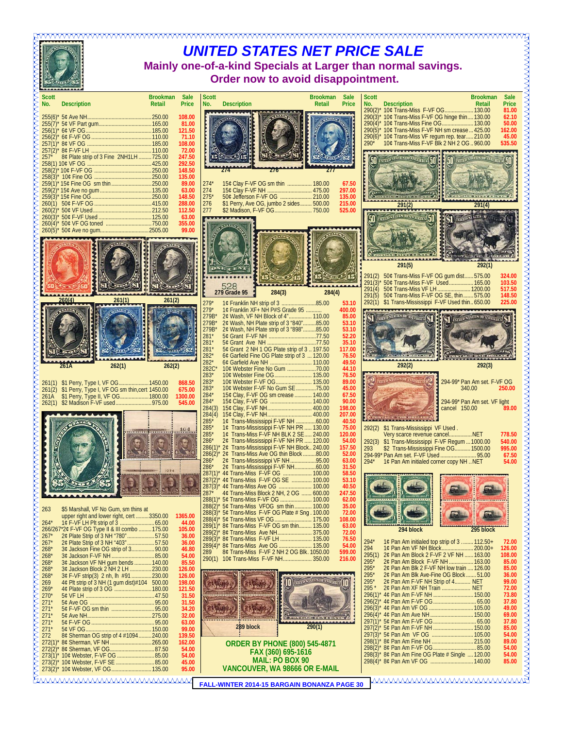# UNITED STATES NET PRICE SALE

## Mainly one-of-a-kind Specials at Larger than normal savings.

## Order now to avoid disappointment.

| Scott No. | Description | Brookman Retail | Sale Price |
|---|---|---|---|
| 255(6)* | 5¢ Ave NH | 250.00 | 108.00 |
| 255(7)* | 5¢ VF Part gum | 165.00 | 81.00 |
| 256(1)* | 6¢ VF OG | 185.00 | 121.50 |
| 256(2)* | 6¢ F-VF OG | 110.00 | 71.10 |
| 257(1)* | 8¢ VF OG | 185.00 | 108.00 |
| 257(2)* | 8¢ F-VF LH | 110.00 | 72.00 |
| 257* | 8¢ Plate strip of 3 Fine 2NH1LH | 725.00 | 247.50 |
| 258(1) | 10¢ VF OG | 425.00 | 292.50 |
| 258(2)* | 10¢ F-VF OG | 250.00 | 148.50 |
| 258(3)* | 10¢ Fine OG | 250.00 | 135.00 |
| 259(1)* | 15¢ Fine OG sm thin | 250.00 | 89.00 |
| 259(2)* | 15¢ Ave no gum | 135.00 | 63.00 |
| 259(3)* | 15¢ Fine OG | 250.00 | 148.50 |
| 260(1) | 50¢ F-VF OG | 415.00 | 288.00 |
| 260(2)* | 50¢ VF Used | 212.50 | 112.50 |
| 260(3)* | 50¢ F-VF Used | 125.00 | 63.00 |
| 260(4)* | 50¢ VF OG toned | 750.00 | 355.00 |
| 260(5)* | 50¢ Ave no gum | 2505.00 | 99.00 |

260(4) 261(1) 261(2)

261A 262(1) 262(2)

| Scott No. | Description | Brookman Retail | Sale Price |
|---|---|---|---|
| 261(1) | $1 Perry, Type I, VF OG | 1450.00 | 868.50 |
| 261(2) | $1 Perry, Type I, VF OG sm thin,cert | 1450.00 | 675.00 |
| 261A | $1 Perry, Type II, VF OG | 1800.00 | 1300.00 |
| 262(1) | $2 Madison F-VF used | 975.00 | 545.00 |
| 263 | $5 Marshall, VF No Gum, sm thins at upper right and lower right, cert | 3350.00 | 1365.00 |
| 264* | 1¢ F-VF LH Plt strip of 3 | 65.00 | 44.00 |
| 266/267*2¢ | F-VF OG Type II & III combo | 175.00 | 105.00 |
| 267* | 2¢ Plate Strip of 3 NH "780" | 57.50 | 36.00 |
| 267* | 2¢ Plate Strip of 3 NH "403" | 57.50 | 36.00 |
| 268* | 3¢ Jackson Fine OG strip of 3 | 90.00 | 46.80 |
| 268* | 3¢ Jackson F-VF NH | 85.00 | 54.00 |
| 268* | 3¢ Jackson VF NH gum bends | 140.00 | 85.50 |
| 268* | 3¢ Jackson Block 2 NH 2 LH | 230.00 | 126.00 |
| 268* | 3¢ F-VF strip(3) 2 nh, lh #91 | 230.00 | 126.00 |
| 269 | 4¢ Plt strip of 3 NH (1 gum dist)#104 | 500.00 | 198.00 |
| 269* | 4¢ Plate strip of 3 OG | 180.00 | 121.50 |
| 270* | 5¢ VF LH | 47.50 | 31.50 |
| 271* | 5¢ Ave OG | 95.00 | 31.50 |
| 271* | 5¢ F-VF OG sm thin | 95.00 | 34.20 |
| 271* | 5¢ Ave NH | 275.00 | 32.00 |
| 271* | 5¢ F-VF OG | 95.00 | 63.00 |
| 271* | 5¢ VF OG | 150.00 | 99.00 |
| 272 | 8¢ Sherman OG strip of 4 #1094 | 240.00 | 139.50 |
| 272(1)* | 8¢ Sherman, VF NH | 265.00 | 162.00 |
| 272(2)* | 8¢ Sherman, VF OG | 87.50 | 54.00 |
| 273(1)* | 10¢ Webster, F-VF OG | 85.00 | 54.00 |
| 273(2)* | 10¢ Webster, F-VF SE | 85.00 | 45.00 |
| 273(2)* | 10¢ Webster, VF OG | 135.00 | 95.00 |

274 276 277

| Scott No. | Description | Brookman Retail | Sale Price |
|---|---|---|---|
| 274* | 15¢ Clay F-VF OG sm thin | 180.00 | 67.50 |
| 274 | 15¢ Clay F-VF NH | 475.00 | 297.00 |
| 275* | 50¢ Jefferson F-VF OG | 210.00 | 135.00 |
| 276 | $1 Perry, Ave OG, jumbo 2 sides | 500.00 | 215.00 |
| 277 | $2 Madison, F-VF OG | 750.00 | 525.00 |

279 Grade 95 284(3) 284(4)

| Scott No. | Description | Brookman Retail | Sale Price |
|---|---|---|---|
| 279* | 1¢ Franklin NH strip of 3 | 85.00 | 53.10 |
| 279* | 1¢ Franklin XF+ NH P#S Grade 95 | | 400.00 |
| 279B* | 2¢ Wash, VF NH Block of 4" | 110.00 | 85.00 |
| 279B* | 2¢ Wash, NH Plate strip of 3 "840" | 85.00 | 53.10 |
| 279B* | 2¢ Wash, NH Plate strip of 3 "898" | 85.00 | 53.10 |
| 281* | 5¢ Grant F-VF NH | 77.50 | 52.20 |
| 281* | 5¢ Grant Ave NH | 77.50 | 35.10 |
| 281* | 5¢ Grant 2 NH 1 OG Plate strip of 3 | 197.50 | 117.00 |
| 282* | 6¢ Garfield Fine OG Plate strip of 3 | 120.00 | 76.50 |
| 282* | 6¢ Garfield Ave NH | 110.00 | 49.50 |
| 282C* | 10¢ Webster Fine No Gum | 70.00 | 44.10 |
| 283* | 10¢ Webster Fine OG | 135.00 | 76.50 |
| 283* | 10¢ Webster F-VF OG | 135.00 | 89.00 |
| 283* | 10¢ Webster F-VF No Gum SE | 75.00 | 45.00 |
| 284* | 15¢ Clay, F-VF OG sm crease | 140.00 | 67.50 |
| 284* | 15¢ Clay, F-VF OG | 140.00 | 90.00 |
| 284(3) | 15¢ Clay, F-VF NH | 400.00 | 198.00 |
| 284(4) | 15¢ Clay, F-VF NH | 400.00 | 207.00 |
| 285* | 1¢ Trans-Mississippi F-VF NH | 60.00 | 40.50 |
| 285* | 1¢ Trans-Mississippi F-VF NH PR | 130.00 | 75.00 |
| 285* | 1¢ Trans-Miss F-VF NH BLK 2 SE | 240.00 | 120.00 |
| 286* | 2¢ Trans-Mississippi F-VF NH PR | 120.00 | 54.00 |
| 286(1)* | 2¢ Trans-Mississippi F-VF NH Block | 240.00 | 157.50 |
| 286(2)* | 2¢ Trans-Miss Ave OG thin Block | 80.00 | 52.00 |
| 286* | 2¢ Trans-Mississippi VF NH | 95.00 | 63.00 |
| 286* | 2¢ Trans-Mississippi F-VF NH | 60.00 | 31.50 |
| 287(1)* | 4¢ Trans-Miss F-VF OG | 100.00 | 58.50 |
| 287(2)* | 4¢ Trans-Miss F-VF OG SE | 100.00 | 53.10 |
| 287(3)* | 4¢ Trans-Miss Ave OG | 100.00 | 40.50 |
| 287* | 4¢ Trans-Miss Block 2 NH, 2 OG | 600.00 | 247.50 |
| 288(1)* | 5¢ Trans-Miss F-VF OG | 100.00 | 62.00 |
| 288(2)* | 5¢ Trans-Miss VFOG sm thin | 100.00 | 35.00 |
| 288(3)* | 5¢ Trans-Miss F-VF OG Plate # Sng | 100.00 | 72.00 |
| 288(4)* | 5¢ Trans-Miss VF OG | 175.00 | 108.00 |
| 289(1)* | 8¢ Trans-Miss F-VF OG sm thin | 135.00 | 63.00 |
| 289(2)* | 8¢ Trans-Miss Ave NH | 375.00 | 72.00 |
| 289(3)* | 8¢ Trans-Miss F-VF LH | 135.00 | 76.50 |
| 289(4)* | 8¢ Trans-Miss Ave OG | 135.00 | 54.00 |
| 289 | 8¢ Trans-Miss F-VF 2 NH 2 OG Blk. | 1050.00 | 599.00 |
| 290(1) | 10¢ Trans-Miss F-VF NH | 350.00 | 216.00 |

289 block 290(1)

**ORDER BY PHONE (800) 545-4871**
**FAX (360) 695-1616**
**MAIL: PO BOX 90**
**VANCOUVER, WA 98666 OR E-MAIL**

| Scott No. | Description | Brookman Retail | Sale Price |
|---|---|---|---|
| 290(2)* | 10¢ Trans-Miss F-VF OG | 130.00 | 81.00 |
| 290(3)* | 10¢ Trans-Miss F-VF OG hinge thin | 130.00 | 62.10 |
| 290(4)* | 10¢ Trans-Miss Fine OG | 130.00 | 50.00 |
| 290(5)* | 10¢ Trans-Miss F-VF NH sm crease | 425.00 | 162.00 |
| 290(6)* | 10¢ Trans-Miss VF regum rep. tear | 210.00 | 45.00 |
| 290* | 10¢ Trans-Miss F-VF Blk 2 NH 2 OG | 960.00 | 535.50 |

291(2) 291(4) 291(5) 292(1)

| Scott No. | Description | Brookman Retail | Sale Price |
|---|---|---|---|
| 291(2) | 50¢ Trans-Miss F-VF OG gum dist | 575.00 | 324.00 |
| 291(3)* | 50¢ Trans-Miss F-VF Used | 165.00 | 103.50 |
| 291(4) | 50¢ Trans-Miss VF LH | 1200.00 | 517.50 |
| 291(5) | 50¢ Trans-Miss F-VF OG SE, thin | 575.00 | 148.50 |
| 292(1) | $1 Trans-Mississippi F-VF Used thin | 650.00 | 225.00 |

292(2) 292(3)

294-99* Pan Am set. F-VF OG 340.00 250.00

294-99* Pan Am set. VF light cancel 150.00 89.00

| Scott No. | Description | Brookman Retail | Sale Price |
|---|---|---|---|
| 292(2) | $1 Trans-Mississippi VF Used . Very scarce revenue cancel | NET | 778.50 |
| 292(3) | $1 Trans-Mississippi F-VF Regum | 1000.00 | 540.00 |
| 293 | $2 Trans-Mississippi Fine OG | 1500.00 | 995.00 |
| 294-99* | Pan Am set. F-VF Used | 95.00 | 67.50 |
| 294* | 1¢ Pan Am initialed corner copy NH | NET | 54.00 |

294 block 295 block

| Scott No. | Description | Brookman Retail | Sale Price |
|---|---|---|---|
| 294* | 1¢ Pan Am initialed top strip of 3 | 112.50+ | 72.00 |
| 294 | 1¢ Pan Am VF NH Block | 200.00+ | 126.00 |
| 295(1) | 2¢ Pan Am Block 2 F-VF 2 VF NH | 163.00 | 108.00 |
| 295* | 2¢ Pan Am Block F-VF NH | 163.00 | 85.00 |
| 295* | 2¢ Pan Am Blk 2 F-VF NH low train | 126.00 | 85.00 |
| 295* | 2¢ Pan Am Blk Ave-Fine OG Block | 51.00 | 36.00 |
| 295* | 2¢ Pan Am F-VF NH Strip of 4 | NET | 99.00 |
| 295 * | 2¢ Pan Am XF NH Train | NET | 72.00 |
| 296(1)* | 4¢ Pan Am F-VF NH | 150.00 | 73.80 |
| 296(2)* | 4¢ Pan Am F-VF OG | 65.00 | 37.80 |
| 296(3)* | 4¢ Pan Am VF OG | 105.00 | 49.00 |
| 296(4)* | 4¢ Pan Am Ave NH | 150.00 | 69.00 |
| 297(1)* | 5¢ Pan Am F-VF OG | 65.00 | 37.80 |
| 297(2)* | 5¢ Pan Am F-VF NH | 150.00 | 85.00 |
| 297(3)* | 5¢ Pan Am VF OG | 105.00 | 54.00 |
| 298(1)* | 8¢ Pan Am Fine NH | 215.00 | 89.00 |
| 298(2)* | 8¢ Pan Am F-VF OG | 85.00 | 54.00 |
| 298(3)* | 8¢ Pan Am Fine OG Plate # Single | 120.00 | 54.00 |
| 298(4)* | 8¢ Pan Am VF OG | 140.00 | 85.00 |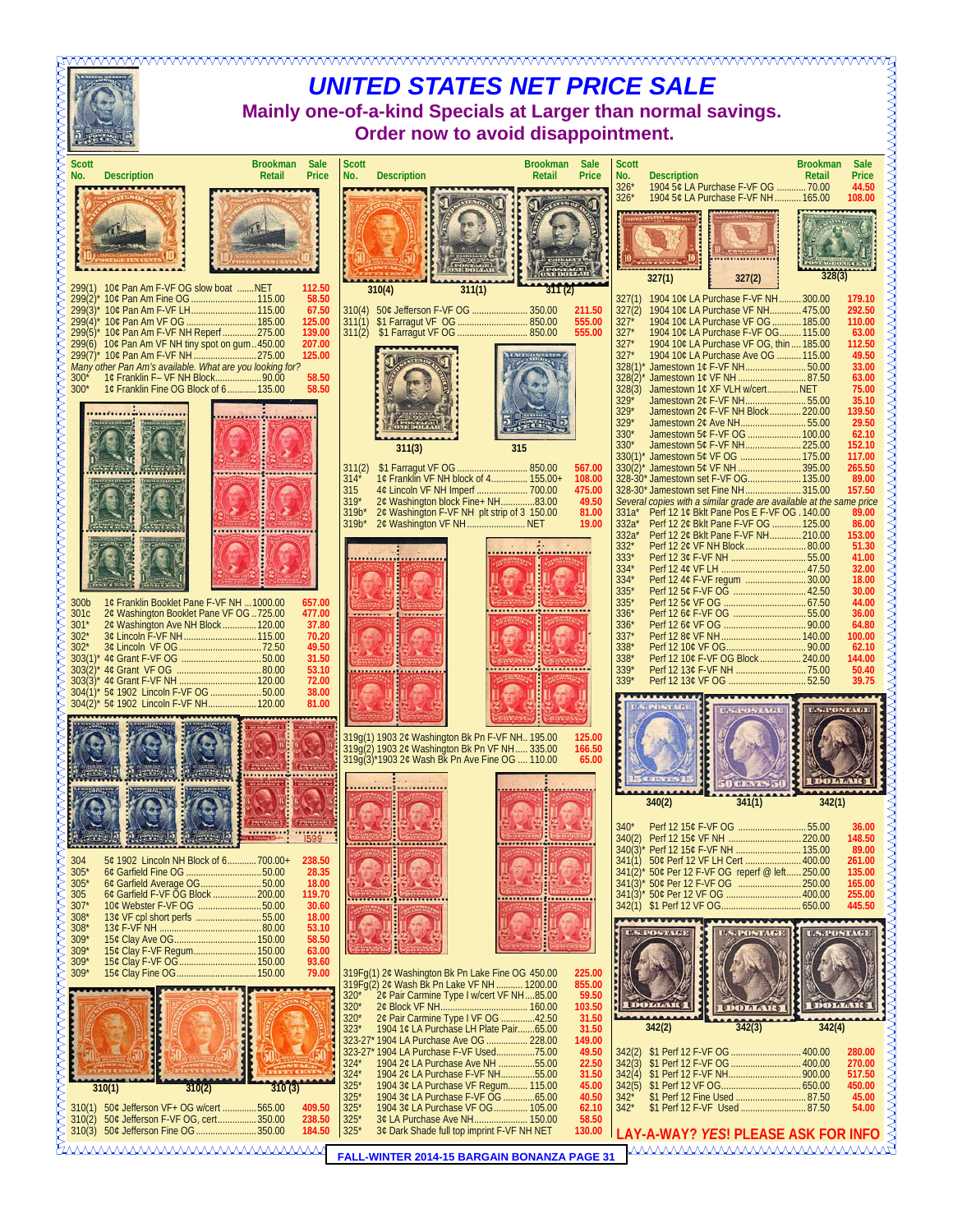# UNITED STATES NET PRICE SALE

## Mainly one-of-a-kind Specials at Larger than normal savings.

## Order now to avoid disappointment.

| Scott No. | Description | Brookman Retail | Sale Price |
|---|---|---|---|
| 299(1) | 10¢ Pan Am F-VF OG slow boat | NET | 112.50 |
| 299(2)* | 10¢ Pan Am Fine OG | 115.00 | 58.50 |
| 299(3)* | 10¢ Pan Am F-VF LH | 115.00 | 67.50 |
| 299(4)* | 10¢ Pan Am VF OG | 185.00 | 125.00 |
| 299(5)* | 10¢ Pan Am F-VF NH Reperf | 275.00 | 139.00 |
| 299(6) | 10¢ Pan Am VF NH tiny spot on gum | 450.00 | 207.00 |
| 299(7)* | 10¢ Pan Am F-VF NH | 275.00 | 125.00 |

*Many other Pan Am's available. What are you looking for?*

| Scott No. | Description | Brookman Retail | Sale Price |
|---|---|---|---|
| 300* | 1¢ Franklin F– VF NH Block | 90.00 | 58.50 |
| 300* | 1¢ Franklin Fine OG Block of 6 | 135.00 | 58.50 |
| 300b | 1¢ Franklin Booklet Pane F-VF NH | 1000.00 | 657.00 |
| 301c | 2¢ Washington Booklet Pane VF OG | 725.00 | 477.00 |
| 301* | 2¢ Washington Ave NH Block | 120.00 | 37.80 |
| 302* | 3¢ Lincoln F-VF NH | 115.00 | 70.20 |
| 302* | 3¢ Lincoln VF OG | 72.50 | 49.50 |
| 303(1)* | 4¢ Grant F-VF OG | 50.00 | 31.50 |
| 303(2)* | 4¢ Grant VF OG | 80.00 | 53.10 |
| 303(3)* | 4¢ Grant F-VF NH | 120.00 | 72.00 |
| 304(1)* | 5¢ 1902 Lincoln F-VF OG | 50.00 | 38.00 |
| 304(2)* | 5¢ 1902 Lincoln F-VF NH | 120.00 | 81.00 |
| 304 | 5¢ 1902 Lincoln NH Block of 6 | 700.00+ | 238.50 |
| 305* | 6¢ Garfield Fine OG | 50.00 | 28.35 |
| 305* | 6¢ Garfield Average OG | 50.00 | 18.00 |
| 305 | 6¢ Garfield F-VF OG Block | 200.00 | 119.70 |
| 307* | 10¢ Webster F-VF OG | 50.00 | 30.60 |
| 308* | 13¢ VF cpl short perfs | 55.00 | 18.00 |
| 308* | 13¢ F-VF NH | 80.00 | 53.10 |
| 309* | 15¢ Clay Ave OG | 150.00 | 58.50 |
| 309* | 15¢ Clay F-VF Regum | 150.00 | 63.00 |
| 309* | 15¢ Clay F-VF OG | 150.00 | 93.60 |
| 309* | 15¢ Clay Fine OG | 150.00 | 79.00 |
| 310(1) | 50¢ Jefferson VF+ OG w/cert | 565.00 | 409.50 |
| 310(2) | 50¢ Jefferson F-VF OG, cert | 350.00 | 238.50 |
| 310(3) | 50¢ Jefferson Fine OG | 350.00 | 184.50 |
| 310(4) | 50¢ Jefferson F-VF OG | 350.00 | 211.50 |
| 311(1) | $1 Farragut VF OG | 850.00 | 555.00 |
| 311(2) | $1 Farragut VF OG | 850.00 | 555.00 |
| 311(2) | $1 Farragut VF OG | 850.00 | 567.00 |
| 314* | 1¢ Franklin VF NH block of 4 | 155.00+ | 108.00 |
| 315 | 4¢ Lincoln VF NH Imperf | 700.00 | 475.00 |
| 319* | 2¢ Washington block Fine+ NH | 83.00 | 49.50 |
| 319b* | 2¢ Washington F-VF NH plt strip of 3 | 150.00 | 81.00 |
| 319b* | 2¢ Washington VF NH | NET | 19.00 |
| 319g(1) | 1903 2¢ Washington Bk Pn F-VF NH | 195.00 | 125.00 |
| 319g(2) | 1903 2¢ Washington Bk Pn VF NH | 335.00 | 166.50 |
| 319g(3)* | 1903 2¢ Wash Bk Pn Ave Fine OG | 110.00 | 65.00 |
| 319Fg(1) | 2¢ Washington Bk Pn Lake Fine OG | 450.00 | 225.00 |
| 319Fg(2) | 2¢ Wash Bk Pn Lake VF NH | 1200.00 | 855.00 |
| 320* | 2¢ Pair Carmine Type I w/cert VF NH | 85.00 | 59.50 |
| 320* | 2¢ Block VF NH | 160.00 | 103.50 |
| 320* | 2¢ Pair Carmine Type I VF OG | 42.50 | 31.50 |
| 323* | 1904 1¢ LA Purchase LH Plate Pair | 65.00 | 31.50 |
| 323-27* | 1904 LA Purchase Ave OG | 228.00 | 149.00 |
| 323-27* | 1904 LA Purchase F-VF Used | 75.00 | 49.50 |
| 324* | 1904 2¢ LA Purchase Ave NH | 55.00 | 22.50 |
| 324* | 1904 2¢ LA Purchase F-VF NH | 55.00 | 31.50 |
| 325* | 1904 3¢ LA Purchase VF Regum | 115.00 | 45.00 |
| 325* | 1904 3¢ LA Purchase F-VF OG | 65.00 | 40.50 |
| 325* | 1904 3¢ LA Purchase VF OG | 105.00 | 62.10 |
| 325* | 3¢ LA Purchase Ave NH | 150.00 | 58.50 |
| 325* | 3¢ Dark Shade full top imprint F-VF NH | NET | 130.00 |
| 326* | 1904 5¢ LA Purchase F-VF OG | 70.00 | 44.50 |
| 326* | 1904 5¢ LA Purchase F-VF NH | 165.00 | 108.00 |
| 327(1) | 1904 10¢ LA Purchase F-VF NH | 300.00 | 179.10 |
| 327(2) | 1904 10¢ LA Purchase VF NH | 475.00 | 292.50 |
| 327* | 1904 10¢ LA Purchase VF OG | 185.00 | 110.00 |
| 327* | 1904 10¢ LA Purchase F-VF OG | 115.00 | 63.00 |
| 327* | 1904 10¢ LA Purchase VF OG, thin | 185.00 | 112.50 |
| 327* | 1904 10¢ LA Purchase Ave OG | 115.00 | 49.50 |
| 328(1)* | Jamestown 1¢ F-VF NH | 50.00 | 33.00 |
| 328(2)* | Jamestown 1¢ VF NH | 87.50 | 63.00 |
| 328(3) | Jamestown 1¢ XF VLH w/cert | NET | 75.00 |
| 329* | Jamestown 2¢ F-VF NH | 55.00 | 35.10 |
| 329* | Jamestown 2¢ F-VF NH Block | 220.00 | 139.50 |
| 329* | Jamestown 2¢ Ave NH | 55.00 | 29.50 |
| 330* | Jamestown 5¢ F-VF OG | 100.00 | 62.10 |
| 330* | Jamestown 5¢ F-VF NH | 225.00 | 152.10 |
| 330(1)* | Jamestown 5¢ VF OG | 175.00 | 117.00 |
| 330(2)* | Jamestown 5¢ VF NH | 395.00 | 265.50 |
| 328-30* | Jamestown set F-VF OG | 135.00 | 89.00 |
| 328-30* | Jamestown set Fine NH | 315.00 | 157.50 |

*Several copies with a similar grade are available at the same price*

| Scott No. | Description | Brookman Retail | Sale Price |
|---|---|---|---|
| 331a* | Perf 12 1¢ Bklt Pane Pos E F-VF OG | 140.00 | 89.00 |
| 332a* | Perf 12 2¢ Bklt Pane F-VF OG | 125.00 | 86.00 |
| 332a* | Perf 12 2¢ Bklt Pane F-VF NH | 210.00 | 153.00 |
| 332* | Perf 12 2¢ VF NH Block | 80.00 | 51.30 |
| 333* | Perf 12 3¢ F-VF NH | 55.00 | 41.00 |
| 334* | Perf 12 4¢ VF LH | 47.50 | 32.00 |
| 334* | Perf 12 4¢ F-VF regum | 30.00 | 18.00 |
| 335* | Perf 12 5¢ F-VF OG | 42.50 | 30.00 |
| 335* | Perf 12 5¢ VF OG | 67.50 | 44.00 |
| 336* | Perf 12 6¢ F-VF OG | 55.00 | 36.00 |
| 336* | Perf 12 6¢ VF OG | 90.00 | 64.80 |
| 337* | Perf 12 8¢ VF NH | 140.00 | 100.00 |
| 338* | Perf 12 10¢ VF OG | 90.00 | 62.10 |
| 338* | Perf 12 10¢ F-VF OG Block | 240.00 | 144.00 |
| 339* | Perf 12 13¢ F-VF NH | 75.00 | 50.40 |
| 339* | Perf 12 13¢ VF OG | 52.50 | 39.75 |
| 340* | Perf 12 15¢ F-VF OG | 55.00 | 36.00 |
| 340(2) | Perf 12 15¢ VF NH | 220.00 | 148.50 |
| 340(3)* | Perf 12 15¢ F-VF NH | 135.00 | 89.00 |
| 341(1) | 50¢ Perf 12 VF LH Cert | 400.00 | 261.00 |
| 341(2)* | 50¢ Per 12 F-VF OG reperf @ left | 250.00 | 135.00 |
| 341(3)* | 50¢ Per 12 F-VF OG | 250.00 | 165.00 |
| 341(3)* | 50¢ Per 12 VF OG | 400.00 | 255.00 |
| 342(1) | $1 Perf 12 VF OG | 650.00 | 445.50 |
| 342(2) | $1 Perf 12 F-VF OG | 400.00 | 280.00 |
| 342(3) | $1 Perf 12 F-VF OG | 400.00 | 270.00 |
| 342(4) | $1 Perf 12 F-VF NH | 900.00 | 517.50 |
| 342(5) | $1 Perf 12 VF OG | 650.00 | 450.00 |
| 342* | $1 Perf 12 Fine Used | 87.50 | 45.00 |
| 342* | $1 Perf 12 F-VF Used | 87.50 | 54.00 |

**LAY-A-WAY? *YES!* PLEASE ASK FOR INFO**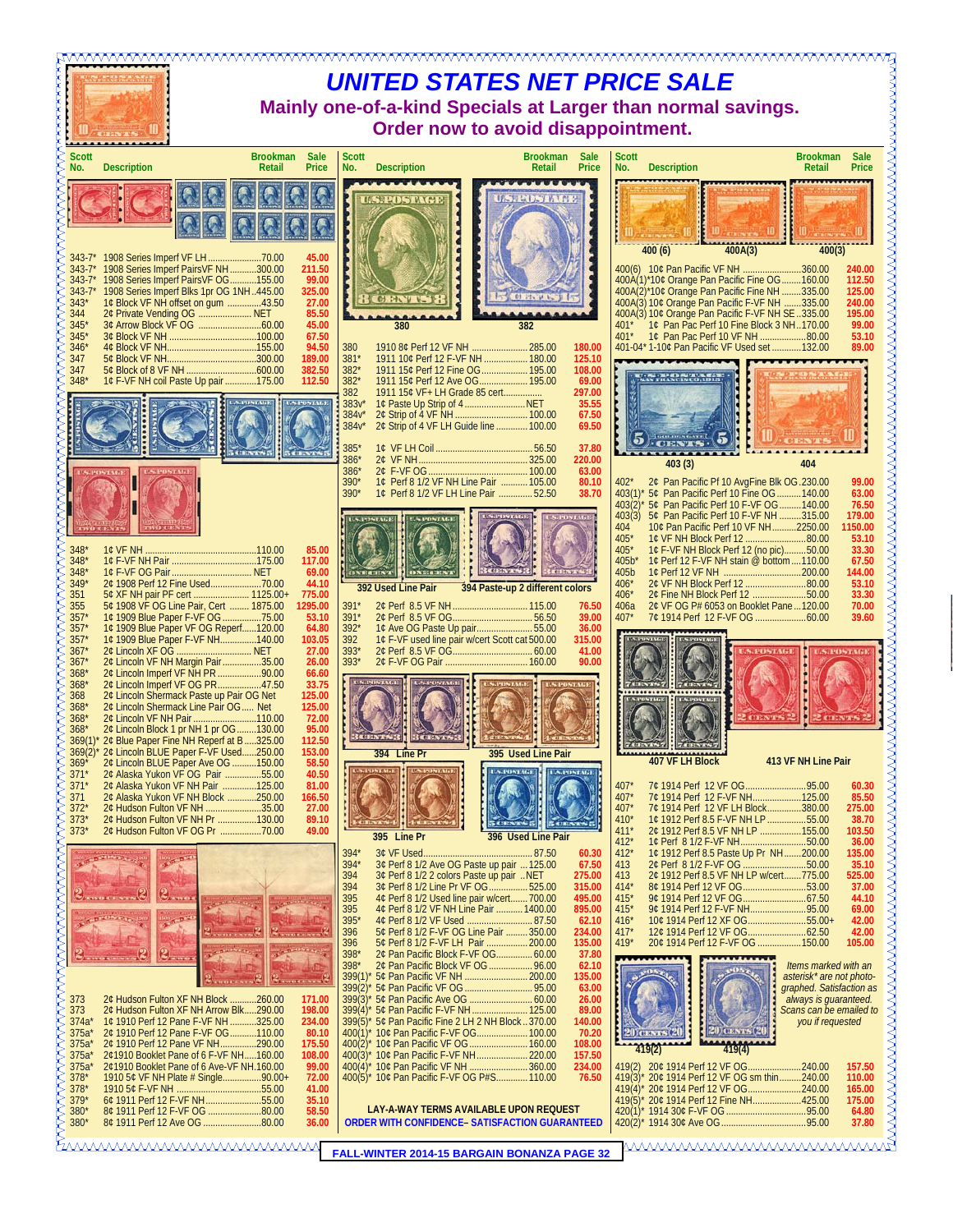# UNITED STATES NET PRICE SALE

## Mainly one-of-a-kind Specials at Larger than normal savings.

## Order now to avoid disappointment.

| Scott No. | Description | Brookman Retail | Sale Price |
|---|---|---|---|
| 343-7* | 1908 Series Imperf VF LH | 70.00 | 45.00 |
| 343-7* | 1908 Series Imperf PairsVF NH | 300.00 | 211.50 |
| 343-7* | 1908 Series Imperf PairsVF OG | 155.00 | 99.00 |
| 343-7* | 1908 Series Imperf Blks 1pr OG 1NH | 445.00 | 325.00 |
| 343* | 1¢ Block VF NH offset on gum | 43.50 | 27.00 |
| 344 | 2¢ Private Vending OG | NET | 85.50 |
| 345* | 3¢ Arrow Block VF OG | 60.00 | 45.00 |
| 345* | 3¢ Block VF NH | 100.00 | 67.50 |
| 346* | 4¢ Block VF NH | 155.00 | 94.50 |
| 347 | 5¢ Block VF NH | 300.00 | 189.00 |
| 347 | 5¢ Block of 8 VF NH | 600.00 | 382.50 |
| 348* | 1¢ F-VF NH coil Paste Up pair | 175.00 | 112.50 |
| 348* | 1¢ VF NH | 110.00 | 85.00 |
| 348* | 1¢ F-VF NH Pair | 175.00 | 117.00 |
| 348* | 1¢ F-VF OG Pair | NET | 69.00 |
| 349* | 2¢ 1908 Perf 12 Fine Used | 70.00 | 44.10 |
| 351 | 5¢ XF NH pair PF cert | 1125.00+ | 775.00 |
| 355 | 5¢ 1908 VF OG Line Pair, Cert | 1875.00 | 1295.00 |
| 357* | 1¢ 1909 Blue Paper F-VF OG | 75.00 | 53.10 |
| 357* | 1¢ 1909 Blue Paper VF OG Reperf | 120.00 | 64.80 |
| 357* | 1¢ 1909 Blue Paper F-VF NH | 140.00 | 103.05 |
| 367* | 2¢ Lincoln XF OG | NET | 27.00 |
| 367* | 2¢ Lincoln VF NH Margin Pair | 35.00 | 26.00 |
| 368* | 2¢ Lincoln Imperf VF NH PR | 90.00 | 66.60 |
| 368* | 2¢ Lincoln Imperf VF OG PR | 47.50 | 33.75 |
| 368 | 2¢ Lincoln Shermack Paste up Pair OG Net | | 125.00 |
| 368* | 2¢ Lincoln Shermack Line Pair OG | Net | 125.00 |
| 368* | 2¢ Lincoln VF NH Pair | 110.00 | 72.00 |
| 368* | 2¢ Lincoln Block 1 pr NH 1 pr OG | 130.00 | 95.00 |
| 369(1)* | 2¢ Blue Paper Fine NH Reperf at B | 325.00 | 112.50 |
| 369(2)* | 2¢ Lincoln BLUE Paper F-VF Used | 250.00 | 153.00 |
| 369* | 2¢ Lincoln BLUE Paper Ave OG | 150.00 | 58.50 |
| 371* | 2¢ Alaska Yukon VF OG Pair | 55.00 | 40.50 |
| 371* | 2¢ Alaska Yukon VF NH Pair | 125.00 | 81.00 |
| 371 | 2¢ Alaska Yukon VF NH Block | 250.00 | 166.50 |
| 372* | 2¢ Hudson Fulton VF NH | 35.00 | 27.00 |
| 373* | 2¢ Hudson Fulton VF NH Pr | 130.00 | 89.10 |
| 373* | 2¢ Hudson Fulton VF OG Pr | 70.00 | 49.00 |
| 373 | 2¢ Hudson Fulton XF NH Block | 260.00 | 171.00 |
| 373 | 2¢ Hudson Fulton XF NH Arrow Blk | 290.00 | 198.00 |
| 374a* | 1¢ 1910 Perf 12 Pane F-VF NH | 325.00 | 234.00 |
| 375a* | 2¢ 1910 Perf 12 Pane F-VF OG | 110.00 | 80.10 |
| 375a* | 2¢ 1910 Perf 12 Pane VF NH | 290.00 | 175.50 |
| 375a* | 2¢1910 Booklet Pane of 6 F-VF NH | 160.00 | 108.00 |
| 375a* | 2¢1910 Booklet Pane of 6 Ave-VF NH | 160.00 | 99.00 |
| 378* | 1910 5¢ VF NH Plate # Single | 90.00+ | 72.00 |
| 378* | 5¢ 1910 5¢ F-VF NH | 55.00 | 41.00 |
| 379* | 6¢ 1911 Perf 12 F-VF NH | 55.00 | 35.10 |
| 380* | 8¢ 1911 Perf 12 F-VF OG | 80.00 | 58.50 |
| 380* | 8¢ 1911 Perf 12 Ave OG | 80.00 | 36.00 |

380 382

| Scott No. | Description | Brookman Retail | Sale Price |
|---|---|---|---|
| 380 | 1910 8¢ Perf 12 VF NH | 285.00 | 180.00 |
| 381* | 1911 10¢ Perf 12 F-VF NH | 180.00 | 125.10 |
| 382* | 1911 15¢ Perf 12 Fine OG | 195.00 | 108.00 |
| 382* | 1911 15¢ Perf 12 Ave OG | 195.00 | 69.00 |
| 382 | 1911 15¢ VF+ LH Grade 85 cert | | 297.00 |
| 383v* | 1¢ Paste Up Strip of 4 | NET | 35.55 |
| 384v* | 2¢ Strip of 4 VF NH | 100.00 | 67.50 |
| 384v* | 2¢ Strip of 4 VF LH Guide line | 100.00 | 69.50 |
| 385* | 1¢ VF LH Coil | 56.50 | 37.80 |
| 386* | 2¢ VF NH | 325.00 | 220.00 |
| 386* | 2¢ F-VF OG | 100.00 | 63.00 |
| 390* | 1¢ Perf 8 1/2 VF NH Line Pair | 105.00 | 80.10 |
| 390* | 1¢ Perf 8 1/2 VF LH Line Pair | 52.50 | 38.70 |

392 Used Line Pair — 394 Paste-up 2 different colors

| Scott No. | Description | Brookman Retail | Sale Price |
|---|---|---|---|
| 391* | 2¢ Perf 8.5 VF NH | 115.00 | 76.50 |
| 391* | 2¢ Perf 8.5 VF OG | 56.50 | 39.00 |
| 392* | 1¢ Ave OG Paste Up pair | 55.00 | 36.00 |
| 392 | 1¢ F-VF used line pair w/cert Scott cat 500.00 | | 315.00 |
| 393* | 2¢ Perf 8.5 VF OG | 60.00 | 41.00 |
| 393* | 2¢ F-VF OG Pair | 160.00 | 90.00 |

394 Line Pr — 395 Used Line Pair

395 Line Pr — 396 Used Line Pair

| Scott No. | Description | Brookman Retail | Sale Price |
|---|---|---|---|
| 394* | 3¢ VF Used | 87.50 | 60.30 |
| 394* | 3¢ Perf 8 1/2 Ave OG Paste up pair | 125.00 | 67.50 |
| 394 | 3¢ Perf 8 1/2 2 colors Paste up pair | NET | 275.00 |
| 394 | 3¢ Perf 8 1/2 Line Pr VF OG | 525.00 | 315.00 |
| 395 | 4¢ Perf 8 1/2 Used line pair w/cert | 700.00 | 495.00 |
| 395 | 4¢ Perf 8 1/2 VF NH Line Pair | 1400.00 | 895.00 |
| 395* | 4¢ Perf 8 1/2 VF Used | 87.50 | 62.10 |
| 396 | 5¢ Perf 8 1/2 F-VF OG Line Pair | 350.00 | 234.00 |
| 396 | 5¢ Perf 8 1/2 F-VF LH Pair | 200.00 | 135.00 |
| 398* | 2¢ Pan Pacific Block F-VF OG | 60.00 | 37.80 |
| 398* | 2¢ Pan Pacific Block VF OG | 96.00 | 62.10 |
| 399(1)* | 5¢ Pan Pacific VF NH | 200.00 | 135.00 |
| 399(2)* | 5¢ Pan Pacific VF OG | 95.00 | 63.00 |
| 399(3)* | 5¢ Pan Pacific Ave OG | 60.00 | 26.00 |
| 399(4)* | 5¢ Pan Pacific F-VF NH | 125.00 | 89.00 |
| 399(5)* | 5¢ Pan Pacific Fine 2 LH 2 NH Block | 370.00 | 140.00 |
| 400(1)* | 10¢ Pan Pacific F-VF OG | 100.00 | 70.20 |
| 400(2)* | 10¢ Pan Pacific VF OG | 160.00 | 108.00 |
| 400(3)* | 10¢ Pan Pacific F-VF NH | 220.00 | 157.50 |
| 400(4)* | 10¢ Pan Pacific VF NH | 360.00 | 234.00 |
| 400(5)* | 10¢ Pan Pacific F-VF OG P#S | 110.00 | 76.50 |

**LAY-A-WAY TERMS AVAILABLE UPON REQUEST**

**ORDER WITH CONFIDENCE– SATISFACTION GUARANTEED**

400 (6) — 400A(3) — 400(3)

| Scott No. | Description | Brookman Retail | Sale Price |
|---|---|---|---|
| 400(6) | 10¢ Pan Pacific VF NH | 360.00 | 240.00 |
| 400A(1)* | 10¢ Orange Pan Pacific Fine OG | 160.00 | 112.50 |
| 400A(2)* | 10¢ Orange Pan Pacific Fine NH | 335.00 | 125.00 |
| 400A(3) | 10¢ Orange Pan Pacific F-VF NH | 335.00 | 240.00 |
| 400A(3) | 10¢ Orange Pan Pacific F-VF NH SE | 335.00 | 195.00 |
| 401* | 1¢ Pan Pac Perf 10 Fine Block 3 NH | 170.00 | 99.00 |
| 401* | 1¢ Pan Pac Perf 10 VF NH | 80.00 | 53.10 |
| 401-04* | 1-10¢ Pan Pacific VF Used set | 132.00 | 89.00 |

403 (3) — 404

| Scott No. | Description | Brookman Retail | Sale Price |
|---|---|---|---|
| 402* | 2¢ Pan Pacific Pf 10 AvgFine Blk OG | 230.00 | 99.00 |
| 403(1)* | 5¢ Pan Pacific Perf 10 Fine OG | 140.00 | 63.00 |
| 403(2)* | 5¢ Pan Pacific Perf 10 F-VF OG | 140.00 | 76.50 |
| 403(3) | 5¢ Pan Pacific Perf 10 F-VF NH | 315.00 | 179.00 |
| 404 | 10¢ Pan Pacific Perf 10 VF NH | 2250.00 | 1150.00 |
| 405* | 1¢ VF NH Block Perf 12 | 80.00 | 53.10 |
| 405* | 1¢ F-VF NH Block Perf 12 (no pic) | 50.00 | 33.30 |
| 405b* | 1¢ Perf 12 F-VF NH stain @ bottom | 110.00 | 67.50 |
| 405b | 1¢ Perf 12 VF NH | 200.00 | 144.00 |
| 406* | 2¢ VF NH Block Perf 12 | 80.00 | 53.10 |
| 406* | 2¢ Fine NH Block Perf 12 | 50.00 | 33.30 |
| 406a | 2¢ VF OG P# 6053 on Booklet Pane | 120.00 | 70.00 |
| 407* | 7¢ 1914 Perf 12 F-VF OG | 60.00 | 39.60 |

407 VF LH Block — 413 VF NH Line Pair

| Scott No. | Description | Brookman Retail | Sale Price |
|---|---|---|---|
| 407* | 7¢ 1914 Perf 12 VF OG | 95.00 | 60.30 |
| 407* | 7¢ 1914 Perf 12 F-VF NH | 125.00 | 85.50 |
| 407* | 7¢ 1914 Perf 12 VF LH Block | 380.00 | 275.00 |
| 410* | 1¢ 1912 Perf 8.5 F-VF NH LP | 55.00 | 38.70 |
| 411* | 2¢ 1912 Perf 8.5 VF NH LP | 155.00 | 103.50 |
| 412* | 1¢ Perf 8 1/2 F-VF NH | 50.00 | 36.00 |
| 412* | 1¢ 1912 Perf 8.5 Paste Up Pr NH | 200.00 | 135.00 |
| 413 | 2¢ Perf 8 1/2 F-VF OG | 50.00 | 35.10 |
| 413 | 2¢ 1912 Perf 8.5 VF NH LP w/cert | 775.00 | 525.00 |
| 414* | 8¢ 1914 Perf 12 VF OG | 53.00 | 37.00 |
| 415* | 9¢ 1914 Perf 12 VF OG | 67.50 | 44.10 |
| 415* | 9¢ 1914 Perf 12 F-VF NH | 95.00 | 69.00 |
| 416* | 10¢ 1914 Perf 12 XF OG | 55.00+ | 42.00 |
| 417* | 12¢ 1914 Perf 12 VF OG | 62.50 | 42.00 |
| 419* | 20¢ 1914 Perf 12 F-VF OG | 150.00 | 105.00 |

*Items marked with an asterisk\* are not photographed. Satisfaction as always is guaranteed. Scans can be emailed to you if requested*

419(2) — 419(4)

| Scott No. | Description | Brookman Retail | Sale Price |
|---|---|---|---|
| 419(2) | 20¢ 1914 Perf 12 VF OG | 240.00 | 157.50 |
| 419(3)* | 20¢ 1914 Perf 12 VF OG sm thin | 240.00 | 110.00 |
| 419(4)* | 20¢ 1914 Perf 12 VF OG | 240.00 | 165.00 |
| 419(5)* | 20¢ 1914 Perf 12 Fine NH | 425.00 | 175.00 |
| 420(1)* | 1914 30¢ F-VF OG | 95.00 | 64.80 |
| 420(2)* | 1914 30¢ Ave OG | 95.00 | 37.80 |